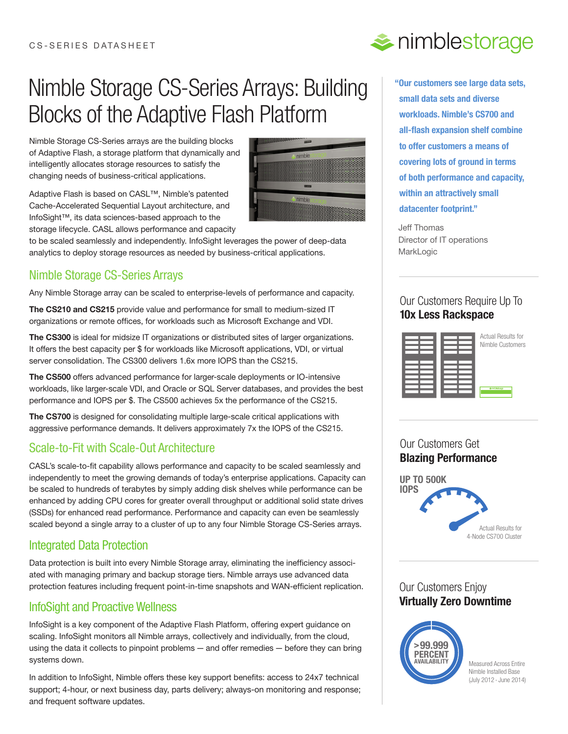CS-SERIES DATASHEET

# Nimble Storage CS-Series Arrays: Building Blocks of the Adaptive Flash Platform

Nimble Storage CS-Series arrays are the building blocks of Adaptive Flash, a storage platform that dynamically and intelligently allocates storage resources to satisfy the changing needs of business-critical applications.

Adaptive Flash is based on CASL™, Nimble's patented Cache-Accelerated Sequential Layout architecture, and InfoSight™, its data sciences-based approach to the storage lifecycle. CASL allows performance and capacity to be scaled seamlessly and independently. InfoSight leverages the power of deep-data analytics to deploy storage resources as needed by business-critical applications.

## Nimble Storage CS-Series Arrays

Any Nimble Storage array can be scaled to enterprise-levels of performance and capacity.

**The CS210 and CS215** provide value and performance for small to medium-sized IT organizations or remote offices, for workloads such as Microsoft Exchange and VDI.

**The CS300** is ideal for midsize IT organizations or distributed sites of larger organizations. It offers the best capacity per $ for workloads like Microsoft applications, VDI, or virtual server consolidation. The CS300 delivers 1.6x more IOPS than the CS215.

**The CS500** offers advanced performance for larger-scale deployments or IO-intensive workloads, like larger-scale VDI, and Oracle or SQL Server databases, and provides the best performance and IOPS per $. The CS500 achieves 5x the performance of the CS215.

**The CS700** is designed for consolidating multiple large-scale critical applications with aggressive performance demands. It delivers approximately 7x the IOPS of the CS215.

## Scale-to-Fit with Scale-Out Architecture

CASL's scale-to-fit capability allows performance and capacity to be scaled seamlessly and independently to meet the growing demands of today's enterprise applications. Capacity can be scaled to hundreds of terabytes by simply adding disk shelves while performance can be enhanced by adding CPU cores for greater overall throughput or additional solid state drives (SSDs) for enhanced read performance. Performance and capacity can even be seamlessly scaled beyond a single array to a cluster of up to any four Nimble Storage CS-Series arrays.

## Integrated Data Protection

Data protection is built into every Nimble Storage array, eliminating the inefficiency associated with managing primary and backup storage tiers. Nimble arrays use advanced data protection features including frequent point-in-time snapshots and WAN-efficient replication.

## InfoSight and Proactive Wellness

InfoSight is a key component of the Adaptive Flash Platform, offering expert guidance on scaling. InfoSight monitors all Nimble arrays, collectively and individually, from the cloud, using the data it collects to pinpoint problems — and offer remedies — before they can bring systems down.

In addition to InfoSight, Nimble offers these key support benefits: access to 24x7 technical support; 4-hour, or next business day, parts delivery; always-on monitoring and response; and frequent software updates.

**"Our customers see large data sets, small data sets and diverse workloads. Nimble's CS700 and all-flash expansion shelf combine to offer customers a means of covering lots of ground in terms of both performance and capacity, within an attractively small datacenter footprint."**

Jeff Thomas
Director of IT operations
MarkLogic

### Our Customers Require Up To **10x Less Rackspace**

Actual Results for Nimble Customers

### Our Customers Get **Blazing Performance**

UP TO 500K IOPS

Actual Results for 4-Node CS700 Cluster

### Our Customers Enjoy **Virtually Zero Downtime**

>99.999 PERCENT AVAILABILITY

Measured Across Entire Nimble Installed Base (July 2012 - June 2014)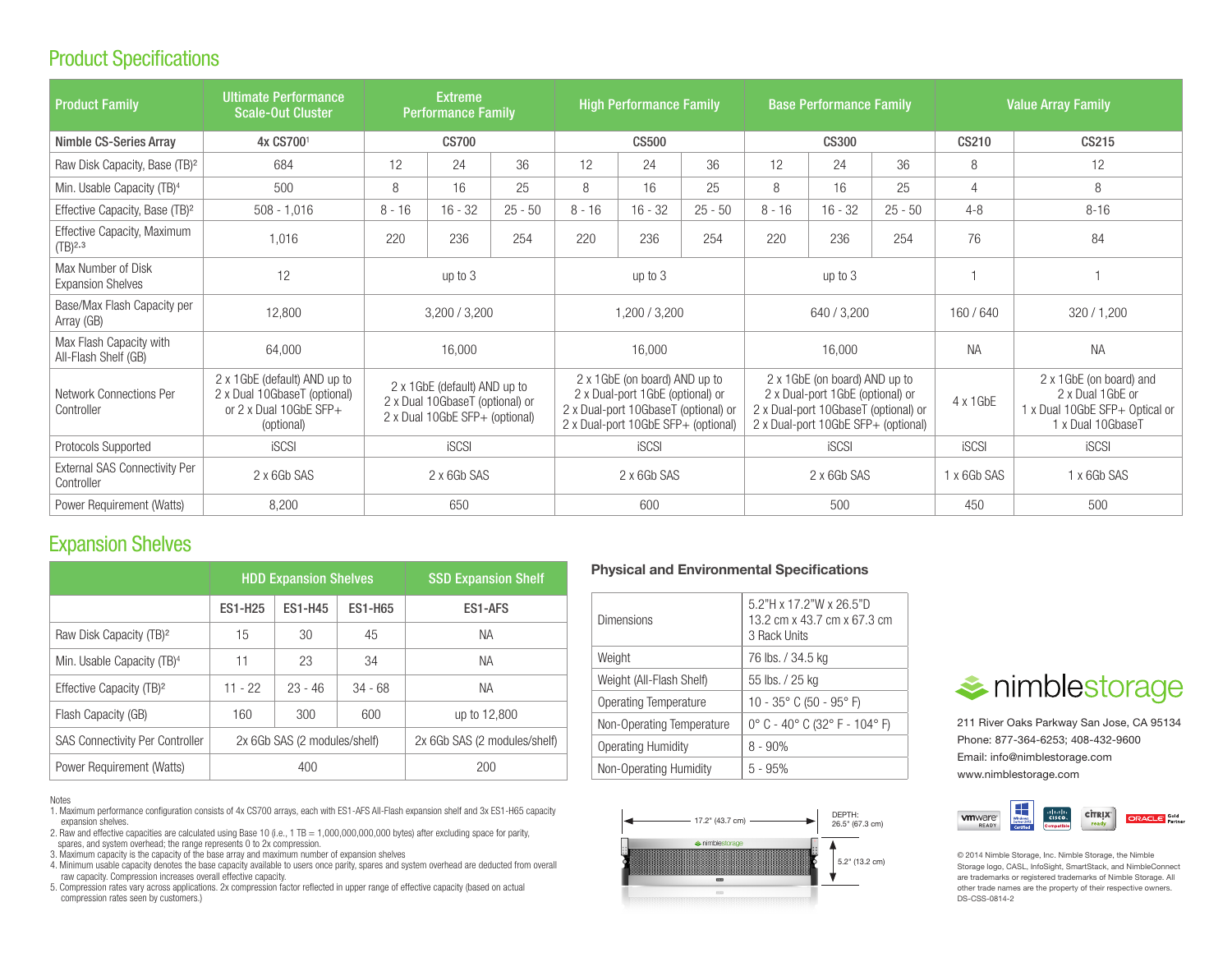## Product Specifications

| Product Family | Ultimate Performance Scale-Out Cluster | Extreme Performance Family | | | High Performance Family | | | Base Performance Family | | | Value Array Family | |
|---|---|---|---|---|---|---|---|---|---|---|---|---|
| Nimble CS-Series Array | 4x CS700[1] | CS700 | | | CS500 | | | CS300 | | | CS210 | CS215 |
| Raw Disk Capacity, Base (TB)[2] | 684 | 12 | 24 | 36 | 12 | 24 | 36 | 12 | 24 | 36 | 8 | 12 |
| Min. Usable Capacity (TB)[4] | 500 | 8 | 16 | 25 | 8 | 16 | 25 | 8 | 16 | 25 | 4 | 8 |
| Effective Capacity, Base (TB)[2] | 508 - 1,016 | 8 - 16 | 16 - 32 | 25 - 50 | 8 - 16 | 16 - 32 | 25 - 50 | 8 - 16 | 16 - 32 | 25 - 50 | 4-8 | 8-16 |
| Effective Capacity, Maximum (TB)[2,3] | 1,016 | 220 | 236 | 254 | 220 | 236 | 254 | 220 | 236 | 254 | 76 | 84 |
| Max Number of Disk Expansion Shelves | 12 | up to 3 | | | up to 3 | | | up to 3 | | | 1 | 1 |
| Base/Max Flash Capacity per Array (GB) | 12,800 | 3,200 / 3,200 | | | 1,200 / 3,200 | | | 640 / 3,200 | | | 160 / 640 | 320 / 1,200 |
| Max Flash Capacity with All-Flash Shelf (GB) | 64,000 | 16,000 | | | 16,000 | | | 16,000 | | | NA | NA |
| Network Connections Per Controller | 2 x 1GbE (default) AND up to 2 x Dual 10GbaseT (optional) or 2 x Dual 10GbE SFP+ (optional) | 2 x 1GbE (default) AND up to 2 x Dual 10GbaseT (optional) or 2 x Dual 10GbE SFP+ (optional) | | | 2 x 1GbE (on board) AND up to 2 x Dual-port 1GbE (optional) or 2 x Dual-port 10GbaseT (optional) or 2 x Dual-port 10GbE SFP+ (optional) | | | 2 x 1GbE (on board) AND up to 2 x Dual-port 1GbE (optional) or 2 x Dual-port 10GbaseT (optional) or 2 x Dual-port 10GbE SFP+ (optional) | | | 4 x 1GbE | 2 x 1GbE (on board) and 2 x Dual 1GbE or 1 x Dual 10GbE SFP+ Optical or 1 x Dual 10GbaseT |
| Protocols Supported | iSCSI | iSCSI | | | iSCSI | | | iSCSI | | | iSCSI | iSCSI |
| External SAS Connectivity Per Controller | 2 x 6Gb SAS | 2 x 6Gb SAS | | | 2 x 6Gb SAS | | | 2 x 6Gb SAS | | | 1 x 6Gb SAS | 1 x 6Gb SAS |
| Power Requirement (Watts) | 8,200 | 650 | | | 600 | | | 500 | | | 450 | 500 |

## Expansion Shelves

| | HDD Expansion Shelves | | | SSD Expansion Shelf |
|---|---|---|---|---|
| | ES1-H25 | ES1-H45 | ES1-H65 | ES1-AFS |
| Raw Disk Capacity (TB)[2] | 15 | 30 | 45 | NA |
| Min. Usable Capacity (TB)[4] | 11 | 23 | 34 | NA |
| Effective Capacity (TB)[2] | 11 - 22 | 23 - 46 | 34 - 68 | NA |
| Flash Capacity (GB) | 160 | 300 | 600 | up to 12,800 |
| SAS Connectivity Per Controller | 2x 6Gb SAS (2 modules/shelf) | | | 2x 6Gb SAS (2 modules/shelf) |
| Power Requirement (Watts) | 400 | | | 200 |

Notes
1. Maximum performance configuration consists of 4x CS700 arrays, each with ES1-AFS All-Flash expansion shelf and 3x ES1-H65 capacity expansion shelves.
2. Raw and effective capacities are calculated using Base 10 (i.e., 1 TB = 1,000,000,000,000 bytes) after excluding space for parity, spares, and system overhead; the range represents 0 to 2x compression.
3. Maximum capacity is the capacity of the base array and maximum number of expansion shelves
4. Minimum usable capacity denotes the base capacity available to users once parity, spares and system overhead are deducted from overall raw capacity. Compression increases overall effective capacity.
5. Compression rates vary across applications. 2x compression factor reflected in upper range of effective capacity (based on actual compression rates seen by customers.)

### Physical and Environmental Specifications

| | |
|---|---|
| Dimensions | 5.2"H x 17.2"W x 26.5"D<br>13.2 cm x 43.7 cm x 67.3 cm<br>3 Rack Units |
| Weight | 76 lbs. / 34.5 kg |
| Weight (All-Flash Shelf) | 55 lbs. / 25 kg |
| Operating Temperature | 10 - 35° C (50 - 95° F) |
| Non-Operating Temperature | 0° C - 40° C (32° F - 104° F) |
| Operating Humidity | 8 - 90% |
| Non-Operating Humidity | 5 - 95% |

17.2" (43.7 cm)
DEPTH: 26.5" (67.3 cm)
5.2" (13.2 cm)

nimblestorage

211 River Oaks Parkway San Jose, CA 95134
Phone: 877-364-6253; 408-432-9600
Email: info@nimblestorage.com
www.nimblestorage.com

© 2014 Nimble Storage, Inc. Nimble Storage, the Nimble Storage logo, CASL, InfoSight, SmartStack, and NimbleConnect are trademarks or registered trademarks of Nimble Storage. All other trade names are the property of their respective owners.
DS-CSS-0814-2